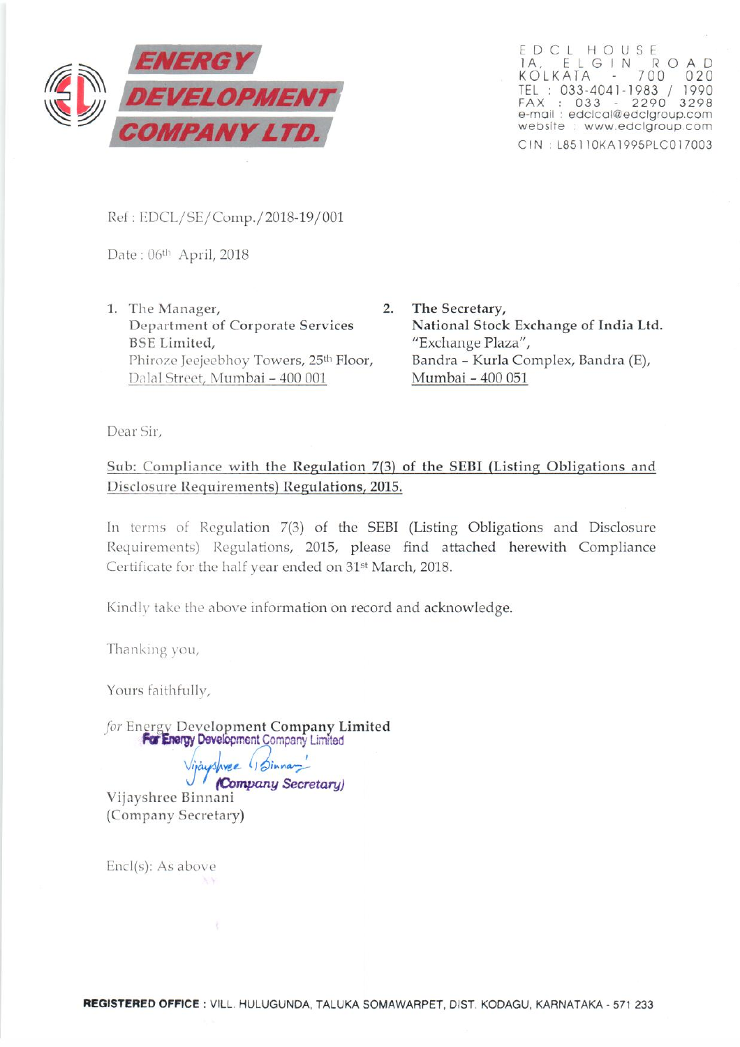# ENERGY DEVELOPMENT COMPANY LTD.

EDCL HOUSE
1A, ELGIN ROAD
KOLKATA - 700 020
TEL : 033-4041-1983 / 1990
FAX : 033 - 2290 3298
e-mail : edclcal@edclgroup.com
website : www.edclgroup.com
CIN : L85110KA1995PLC017003

Ref : EDCL/SE/Comp./2018-19/001

Date : 06th April, 2018

1. The Manager,
   Department of Corporate Services
   BSE Limited,
   Phiroze Jeejeebhoy Towers, 25th Floor,
   Dalal Street, Mumbai – 400 001

2. **The Secretary,**
   **National Stock Exchange of India Ltd.**
   "Exchange Plaza",
   Bandra – Kurla Complex, Bandra (E),
   Mumbai – 400 051

Dear Sir,

**Sub: Compliance with the Regulation 7(3) of the SEBI (Listing Obligations and Disclosure Requirements) Regulations, 2015.**

In terms of Regulation 7(3) of the SEBI (Listing Obligations and Disclosure Requirements) Regulations, 2015, please find attached herewith Compliance Certificate for the half year ended on 31st March, 2018.

Kindly take the above information on record and acknowledge.

Thanking you,

Yours faithfully,

*for* Energy Development Company Limited

For Energy Development Company Limited

Vijayshree Binnani

(Company Secretary)

Vijayshree Binnani
(Company Secretary)

Encl(s): As above

**REGISTERED OFFICE** : VILL. HULUGUNDA, TALUKA SOMAWARPET, DIST. KODAGU, KARNATAKA - 571 233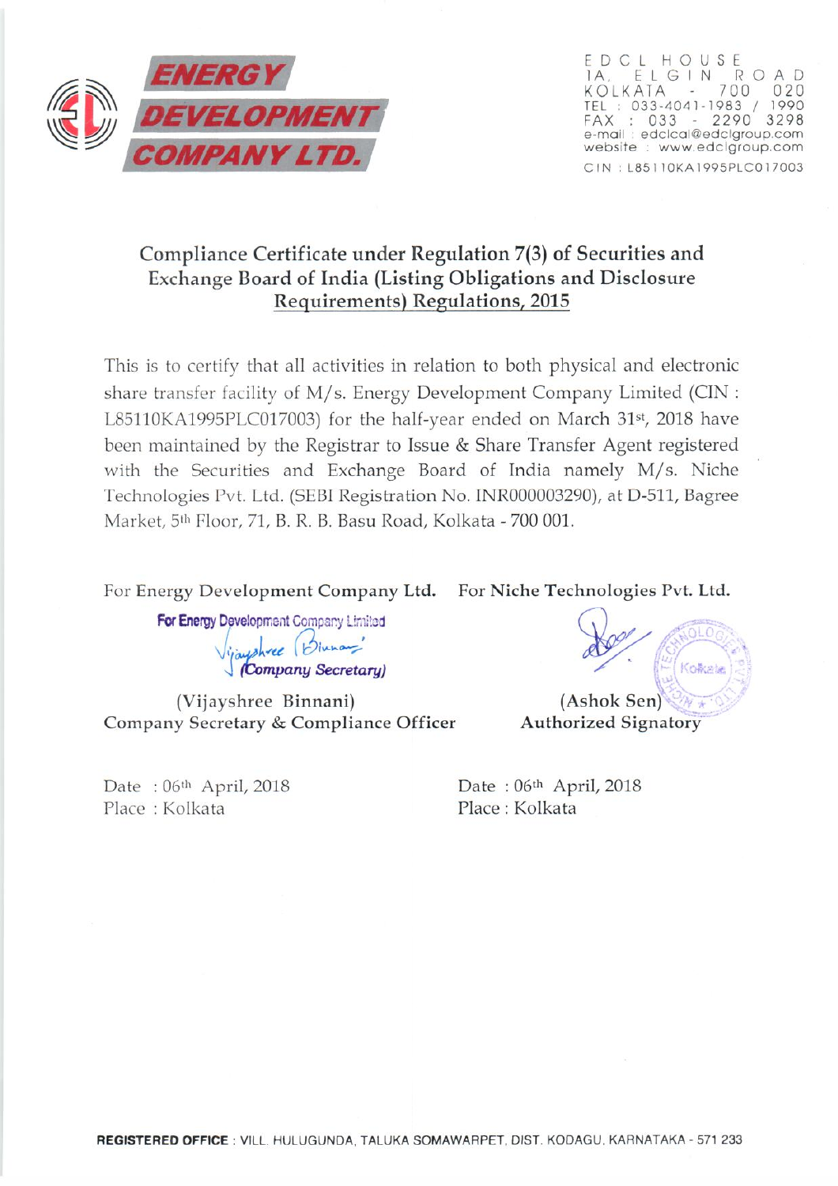**ENERGY DEVELOPMENT COMPANY LTD.**

EDCL HOUSE
1A, ELGIN ROAD
KOLKATA - 700 020
TEL : 033-4041-1983 / 1990
FAX : 033 - 2290 3298
e-mail : edclcal@edclgroup.com
website : www.edclgroup.com
CIN : L85110KA1995PLC017003

## Compliance Certificate under Regulation 7(3) of Securities and Exchange Board of India (Listing Obligations and Disclosure Requirements) Regulations, 2015

This is to certify that all activities in relation to both physical and electronic share transfer facility of M/s. Energy Development Company Limited (CIN : L85110KA1995PLC017003) for the half-year ended on March 31st, 2018 have been maintained by the Registrar to Issue & Share Transfer Agent registered with the Securities and Exchange Board of India namely M/s. Niche Technologies Pvt. Ltd. (SEBI Registration No. INR000003290), at D-511, Bagree Market, 5th Floor, 71, B. R. B. Basu Road, Kolkata - 700 001.

For Energy Development Company Ltd.

For Energy Development Company Limited
(Company Secretary)

(Vijayshree Binnani)
Company Secretary & Compliance Officer

Date : 06th April, 2018
Place : Kolkata

For Niche Technologies Pvt. Ltd.

(Ashok Sen)
Authorized Signatory

Date : 06th April, 2018
Place : Kolkata

**REGISTERED OFFICE** : VILL. HULUGUNDA, TALUKA SOMAWARPET, DIST. KODAGU, KARNATAKA - 571 233